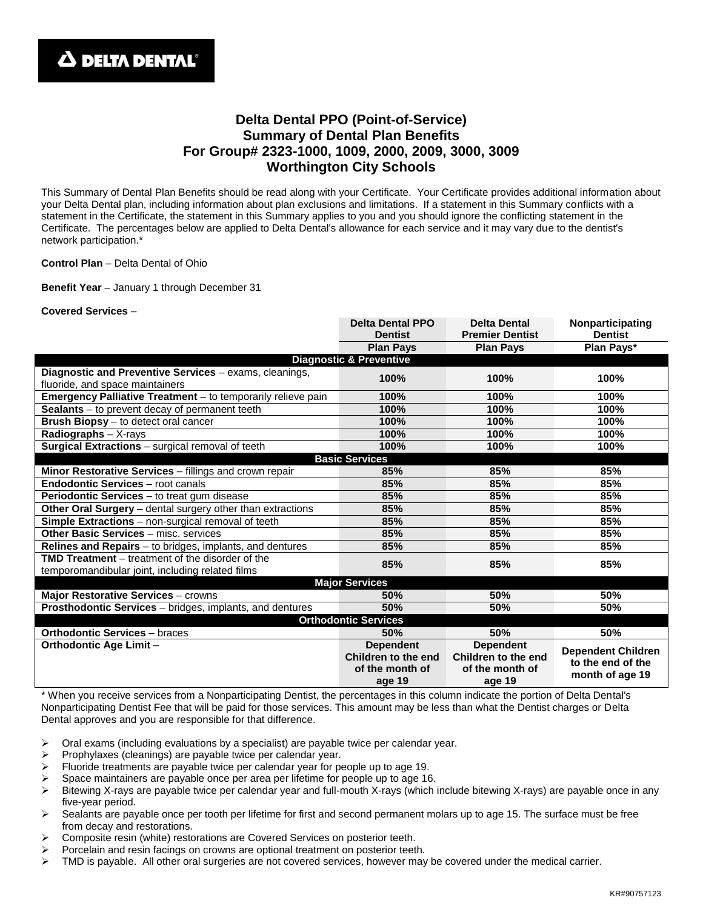**DELTA DENTAL**

# Delta Dental PPO (Point-of-Service)
## Summary of Dental Plan Benefits
## For Group# 2323-1000, 1009, 2000, 2009, 3000, 3009
## Worthington City Schools

This Summary of Dental Plan Benefits should be read along with your Certificate. Your Certificate provides additional information about your Delta Dental plan, including information about plan exclusions and limitations. If a statement in this Summary conflicts with a statement in the Certificate, the statement in this Summary applies to you and you should ignore the conflicting statement in the Certificate. The percentages below are applied to Delta Dental's allowance for each service and it may vary due to the dentist's network participation.*

**Control Plan** – Delta Dental of Ohio

**Benefit Year** – January 1 through December 31

**Covered Services** –

| | Delta Dental PPO Dentist | Delta Dental Premier Dentist | Nonparticipating Dentist |
|---|---|---|---|
| | Plan Pays | Plan Pays | Plan Pays* |
| **Diagnostic & Preventive** | | | |
| **Diagnostic and Preventive Services** – exams, cleanings, fluoride, and space maintainers | 100% | 100% | 100% |
| **Emergency Palliative Treatment** – to temporarily relieve pain | 100% | 100% | 100% |
| **Sealants** – to prevent decay of permanent teeth | 100% | 100% | 100% |
| **Brush Biopsy** – to detect oral cancer | 100% | 100% | 100% |
| **Radiographs** – X-rays | 100% | 100% | 100% |
| **Surgical Extractions** – surgical removal of teeth | 100% | 100% | 100% |
| **Basic Services** | | | |
| **Minor Restorative Services** – fillings and crown repair | 85% | 85% | 85% |
| **Endodontic Services** – root canals | 85% | 85% | 85% |
| **Periodontic Services** – to treat gum disease | 85% | 85% | 85% |
| **Other Oral Surgery** – dental surgery other than extractions | 85% | 85% | 85% |
| **Simple Extractions** – non-surgical removal of teeth | 85% | 85% | 85% |
| **Other Basic Services** – misc. services | 85% | 85% | 85% |
| **Relines and Repairs** – to bridges, implants, and dentures | 85% | 85% | 85% |
| **TMD Treatment** – treatment of the disorder of the temporomandibular joint, including related films | 85% | 85% | 85% |
| **Major Services** | | | |
| **Major Restorative Services** – crowns | 50% | 50% | 50% |
| **Prosthodontic Services** – bridges, implants, and dentures | 50% | 50% | 50% |
| **Orthodontic Services** | | | |
| **Orthodontic Services** – braces | 50% | 50% | 50% |
| **Orthodontic Age Limit** – | Dependent Children to the end of the month of age 19 | Dependent Children to the end of the month of age 19 | Dependent Children to the end of the month of age 19 |

* When you receive services from a Nonparticipating Dentist, the percentages in this column indicate the portion of Delta Dental's Nonparticipating Dentist Fee that will be paid for those services. This amount may be less than what the Dentist charges or Delta Dental approves and you are responsible for that difference.

- Oral exams (including evaluations by a specialist) are payable twice per calendar year.
- Prophylaxes (cleanings) are payable twice per calendar year.
- Fluoride treatments are payable twice per calendar year for people up to age 19.
- Space maintainers are payable once per area per lifetime for people up to age 16.
- Bitewing X-rays are payable twice per calendar year and full-mouth X-rays (which include bitewing X-rays) are payable once in any five-year period.
- Sealants are payable once per tooth per lifetime for first and second permanent molars up to age 15. The surface must be free from decay and restorations.
- Composite resin (white) restorations are Covered Services on posterior teeth.
- Porcelain and resin facings on crowns are optional treatment on posterior teeth.
- TMD is payable. All other oral surgeries are not covered services, however may be covered under the medical carrier.

KR#90757123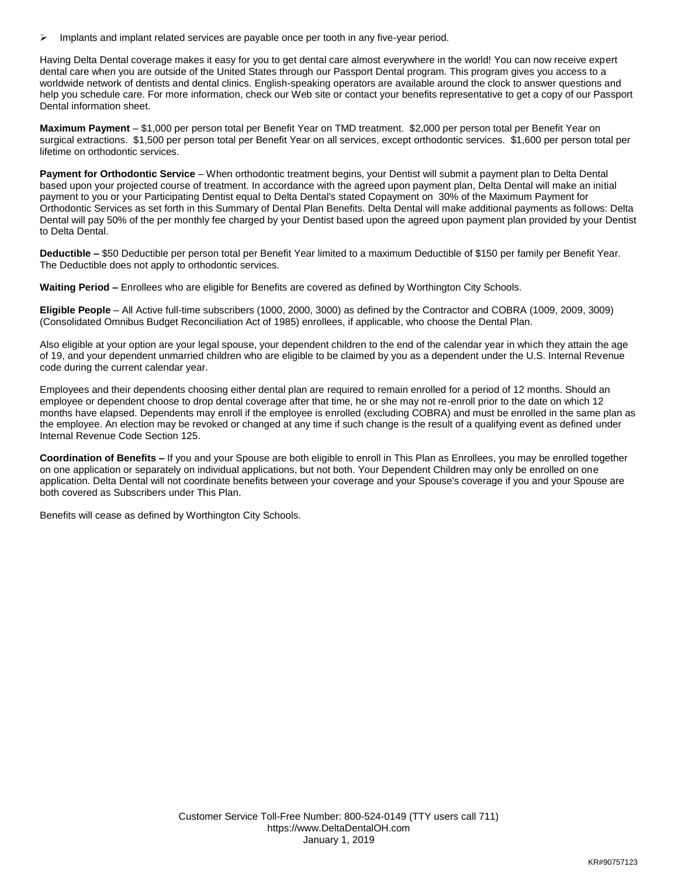- Implants and implant related services are payable once per tooth in any five-year period.

Having Delta Dental coverage makes it easy for you to get dental care almost everywhere in the world! You can now receive expert dental care when you are outside of the United States through our Passport Dental program. This program gives you access to a worldwide network of dentists and dental clinics. English-speaking operators are available around the clock to answer questions and help you schedule care. For more information, check our Web site or contact your benefits representative to get a copy of our Passport Dental information sheet.

**Maximum Payment** – $1,000 per person total per Benefit Year on TMD treatment. $2,000 per person total per Benefit Year on surgical extractions. $1,500 per person total per Benefit Year on all services, except orthodontic services. $1,600 per person total per lifetime on orthodontic services.

**Payment for Orthodontic Service** – When orthodontic treatment begins, your Dentist will submit a payment plan to Delta Dental based upon your projected course of treatment. In accordance with the agreed upon payment plan, Delta Dental will make an initial payment to you or your Participating Dentist equal to Delta Dental's stated Copayment on 30% of the Maximum Payment for Orthodontic Services as set forth in this Summary of Dental Plan Benefits. Delta Dental will make additional payments as follows: Delta Dental will pay 50% of the per monthly fee charged by your Dentist based upon the agreed upon payment plan provided by your Dentist to Delta Dental.

**Deductible –** $50 Deductible per person total per Benefit Year limited to a maximum Deductible of $150 per family per Benefit Year. The Deductible does not apply to orthodontic services.

**Waiting Period –** Enrollees who are eligible for Benefits are covered as defined by Worthington City Schools.

**Eligible People** – All Active full-time subscribers (1000, 2000, 3000) as defined by the Contractor and COBRA (1009, 2009, 3009) (Consolidated Omnibus Budget Reconciliation Act of 1985) enrollees, if applicable, who choose the Dental Plan.

Also eligible at your option are your legal spouse, your dependent children to the end of the calendar year in which they attain the age of 19, and your dependent unmarried children who are eligible to be claimed by you as a dependent under the U.S. Internal Revenue code during the current calendar year.

Employees and their dependents choosing either dental plan are required to remain enrolled for a period of 12 months. Should an employee or dependent choose to drop dental coverage after that time, he or she may not re-enroll prior to the date on which 12 months have elapsed. Dependents may enroll if the employee is enrolled (excluding COBRA) and must be enrolled in the same plan as the employee. An election may be revoked or changed at any time if such change is the result of a qualifying event as defined under Internal Revenue Code Section 125.

**Coordination of Benefits –** If you and your Spouse are both eligible to enroll in This Plan as Enrollees, you may be enrolled together on one application or separately on individual applications, but not both. Your Dependent Children may only be enrolled on one application. Delta Dental will not coordinate benefits between your coverage and your Spouse's coverage if you and your Spouse are both covered as Subscribers under This Plan.

Benefits will cease as defined by Worthington City Schools.

Customer Service Toll-Free Number: 800-524-0149 (TTY users call 711)
https://www.DeltaDentalOH.com
January 1, 2019

KR#90757123